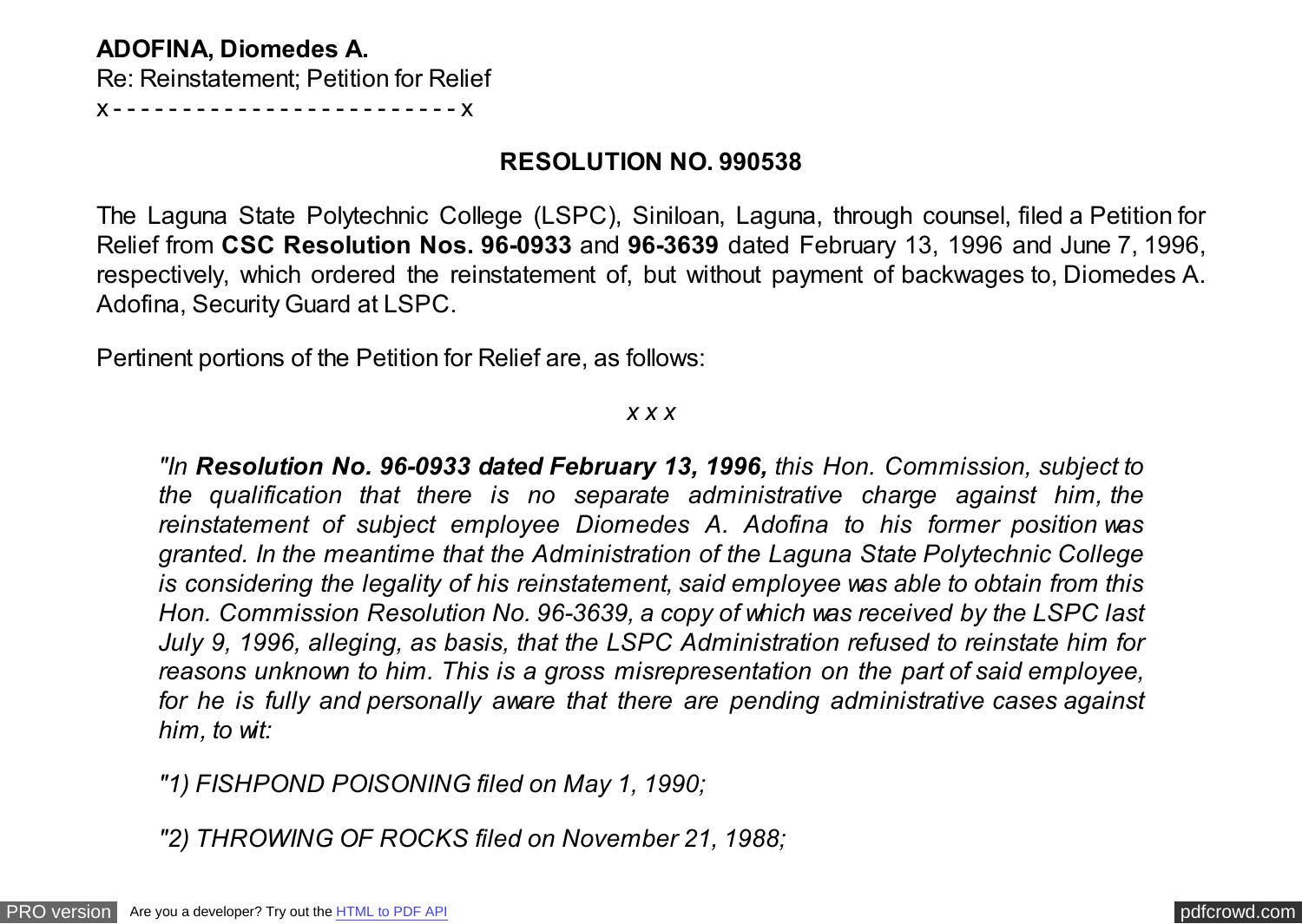**ADOFINA, Diomedes A.**
Re: Reinstatement; Petition for Relief
x - - - - - - - - - - - - - - - - - - - - - - - - - x

## RESOLUTION NO. 990538

The Laguna State Polytechnic College (LSPC), Siniloan, Laguna, through counsel, filed a Petition for Relief from **CSC Resolution Nos. 96-0933** and **96-3639** dated February 13, 1996 and June 7, 1996, respectively, which ordered the reinstatement of, but without payment of backwages to, Diomedes A. Adofina, Security Guard at LSPC.

Pertinent portions of the Petition for Relief are, as follows:

*x x x*

> *"In **Resolution No. 96-0933 dated February 13, 1996,** this Hon. Commission, subject to the qualification that there is no separate administrative charge against him, the reinstatement of subject employee Diomedes A. Adofina to his former position was granted. In the meantime that the Administration of the Laguna State Polytechnic College is considering the legality of his reinstatement, said employee was able to obtain from this Hon. Commission Resolution No. 96-3639, a copy of which was received by the LSPC last July 9, 1996, alleging, as basis, that the LSPC Administration refused to reinstate him for reasons unknown to him. This is a gross misrepresentation on the part of said employee, for he is fully and personally aware that there are pending administrative cases against him, to wit:*
>
> *"1) FISHPOND POISONING filed on May 1, 1990;*
>
> *"2) THROWING OF ROCKS filed on November 21, 1988;*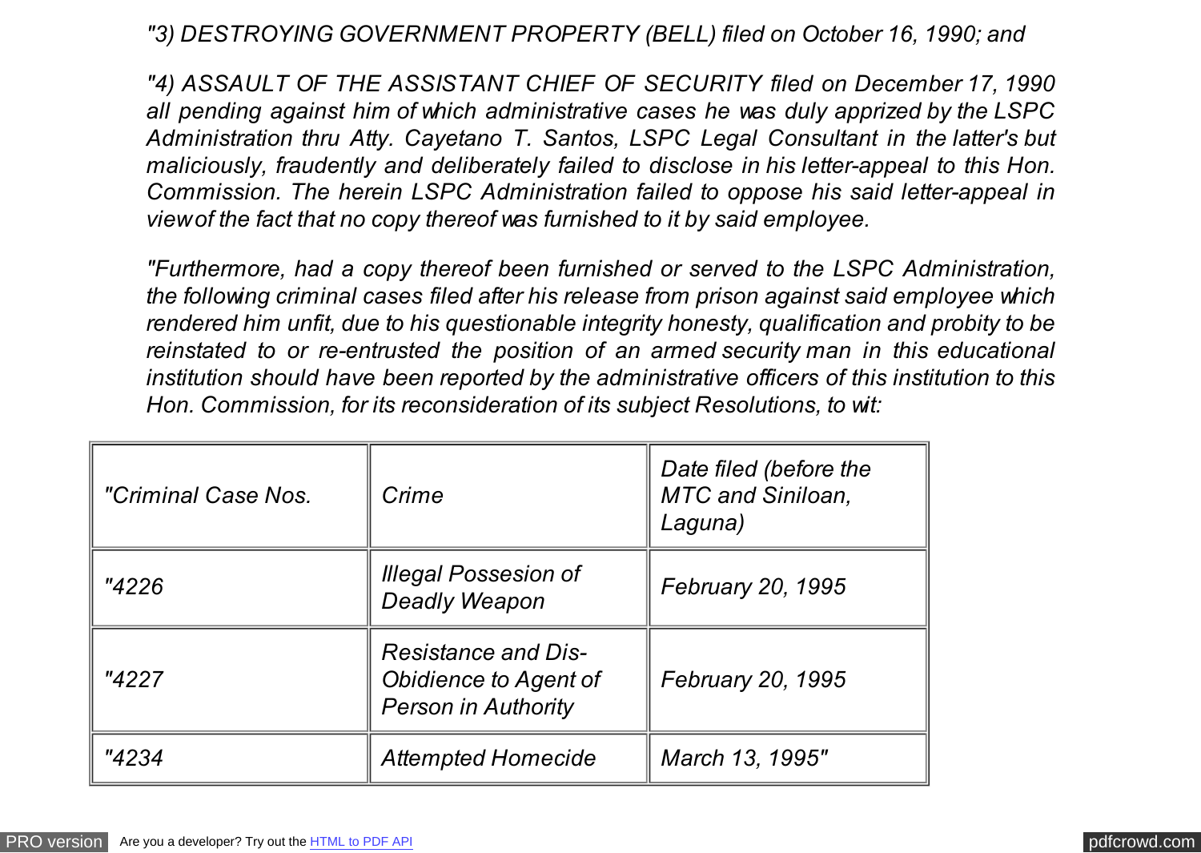*"3) DESTROYING GOVERNMENT PROPERTY (BELL) filed on October 16, 1990; and*

*"4) ASSAULT OF THE ASSISTANT CHIEF OF SECURITY filed on December 17, 1990 all pending against him of which administrative cases he was duly apprized by the LSPC Administration thru Atty. Cayetano T. Santos, LSPC Legal Consultant in the latter's but maliciously, fraudently and deliberately failed to disclose in his letter-appeal to this Hon. Commission. The herein LSPC Administration failed to oppose his said letter-appeal in view of the fact that no copy thereof was furnished to it by said employee.*

*"Furthermore, had a copy thereof been furnished or served to the LSPC Administration, the following criminal cases filed after his release from prison against said employee which rendered him unfit, due to his questionable integrity honesty, qualification and probity to be reinstated to or re-entrusted the position of an armed security man in this educational institution should have been reported by the administrative officers of this institution to this Hon. Commission, for its reconsideration of its subject Resolutions, to wit:*

| *"Criminal Case Nos.* | *Crime* | *Date filed (before the MTC and Siniloan, Laguna)* |
|---|---|---|
| *"4226* | *Illegal Possesion of Deadly Weapon* | *February 20, 1995* |
| *"4227* | *Resistance and Dis-Obidience to Agent of Person in Authority* | *February 20, 1995* |
| *"4234* | *Attempted Homecide* | *March 13, 1995"* |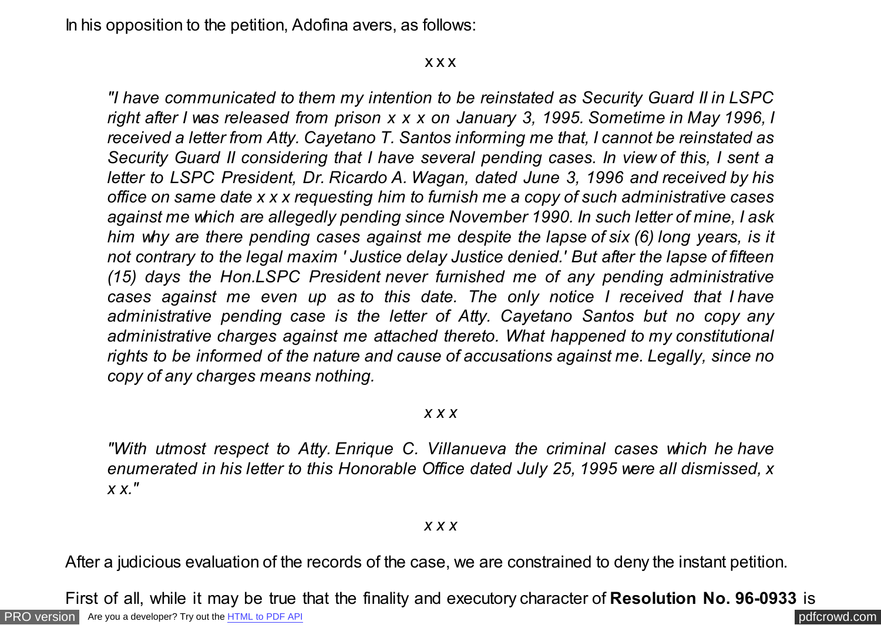In his opposition to the petition, Adofina avers, as follows:

x x x

*"I have communicated to them my intention to be reinstated as Security Guard II in LSPC right after I was released from prison x x x on January 3, 1995. Sometime in May 1996, I received a letter from Atty. Cayetano T. Santos informing me that, I cannot be reinstated as Security Guard II considering that I have several pending cases. In view of this, I sent a letter to LSPC President, Dr. Ricardo A. Wagan, dated June 3, 1996 and received by his office on same date x x x requesting him to furnish me a copy of such administrative cases against me which are allegedly pending since November 1990. In such letter of mine, I ask him why are there pending cases against me despite the lapse of six (6) long years, is it not contrary to the legal maxim ' Justice delay Justice denied.' But after the lapse of fifteen (15) days the Hon.LSPC President never furnished me of any pending administrative cases against me even up as to this date. The only notice I received that I have administrative pending case is the letter of Atty. Cayetano Santos but no copy any administrative charges against me attached thereto. What happened to my constitutional rights to be informed of the nature and cause of accusations against me. Legally, since no copy of any charges means nothing.*

*x x x*

*"With utmost respect to Atty. Enrique C. Villanueva the criminal cases which he have enumerated in his letter to this Honorable Office dated July 25, 1995 were all dismissed, x x x."*

*x x x*

After a judicious evaluation of the records of the case, we are constrained to deny the instant petition.

First of all, while it may be true that the finality and executory character of **Resolution No. 96-0933** is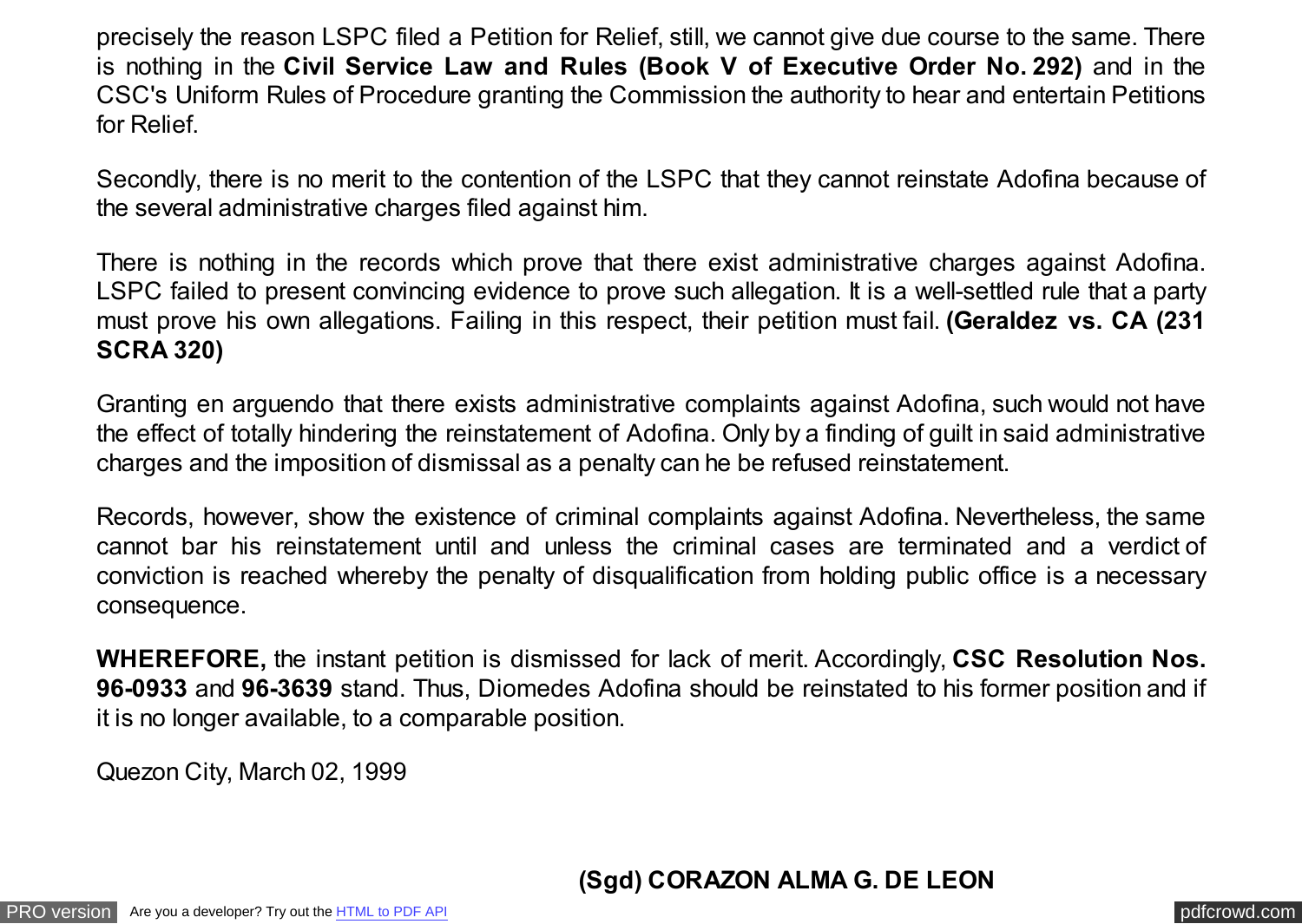precisely the reason LSPC filed a Petition for Relief, still, we cannot give due course to the same. There is nothing in the **Civil Service Law and Rules (Book V of Executive Order No. 292)** and in the CSC's Uniform Rules of Procedure granting the Commission the authority to hear and entertain Petitions for Relief.

Secondly, there is no merit to the contention of the LSPC that they cannot reinstate Adofina because of the several administrative charges filed against him.

There is nothing in the records which prove that there exist administrative charges against Adofina. LSPC failed to present convincing evidence to prove such allegation. It is a well-settled rule that a party must prove his own allegations. Failing in this respect, their petition must fail. **(Geraldez vs. CA (231 SCRA 320)**

Granting en arguendo that there exists administrative complaints against Adofina, such would not have the effect of totally hindering the reinstatement of Adofina. Only by a finding of guilt in said administrative charges and the imposition of dismissal as a penalty can he be refused reinstatement.

Records, however, show the existence of criminal complaints against Adofina. Nevertheless, the same cannot bar his reinstatement until and unless the criminal cases are terminated and a verdict of conviction is reached whereby the penalty of disqualification from holding public office is a necessary consequence.

**WHEREFORE,** the instant petition is dismissed for lack of merit. Accordingly, **CSC Resolution Nos. 96-0933** and **96-3639** stand. Thus, Diomedes Adofina should be reinstated to his former position and if it is no longer available, to a comparable position.

Quezon City, March 02, 1999

**(Sgd) CORAZON ALMA G. DE LEON**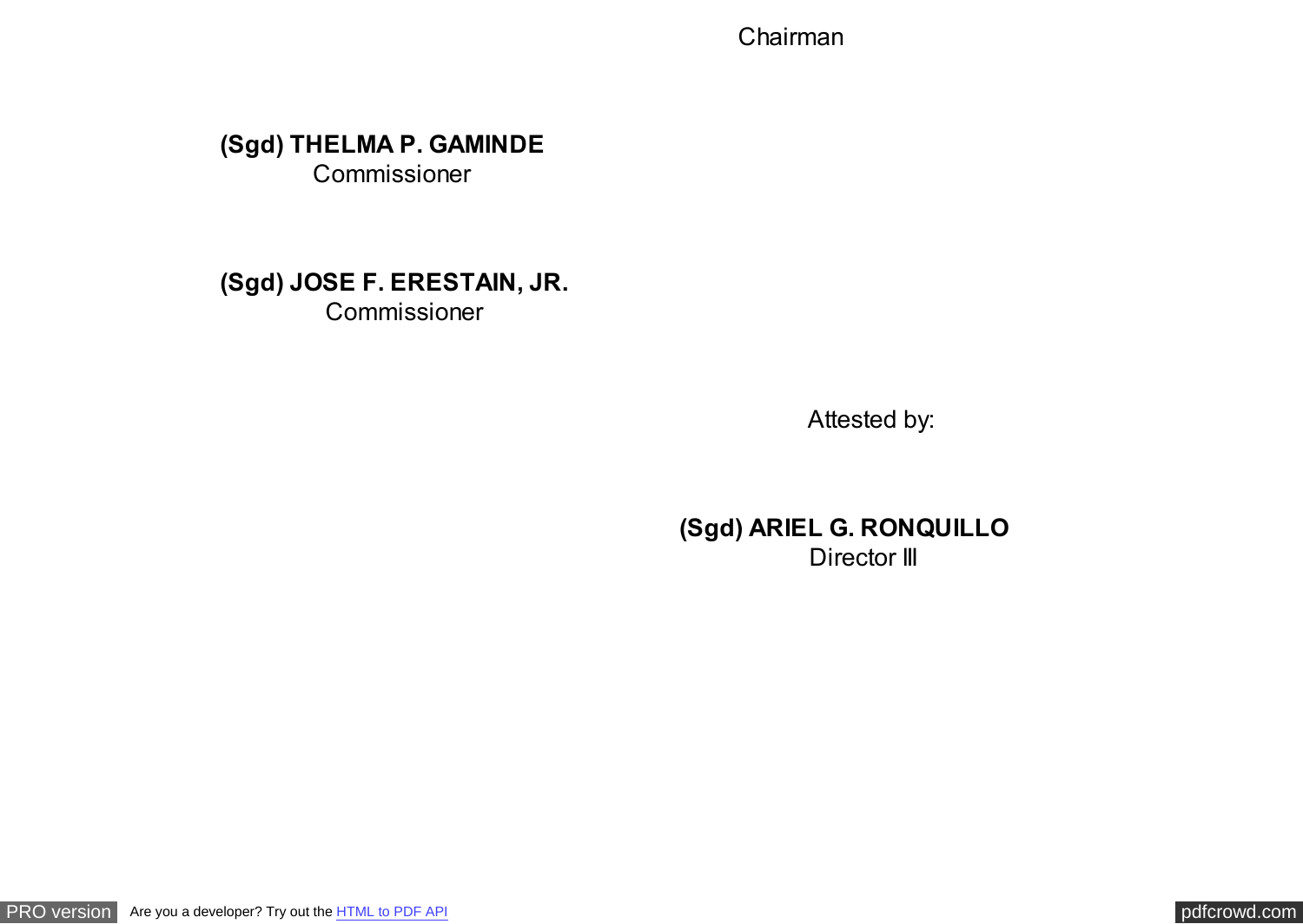Chairman

**(Sgd) THELMA P. GAMINDE**
Commissioner

**(Sgd) JOSE F. ERESTAIN, JR.**
Commissioner

Attested by:

**(Sgd) ARIEL G. RONQUILLO**
Director III